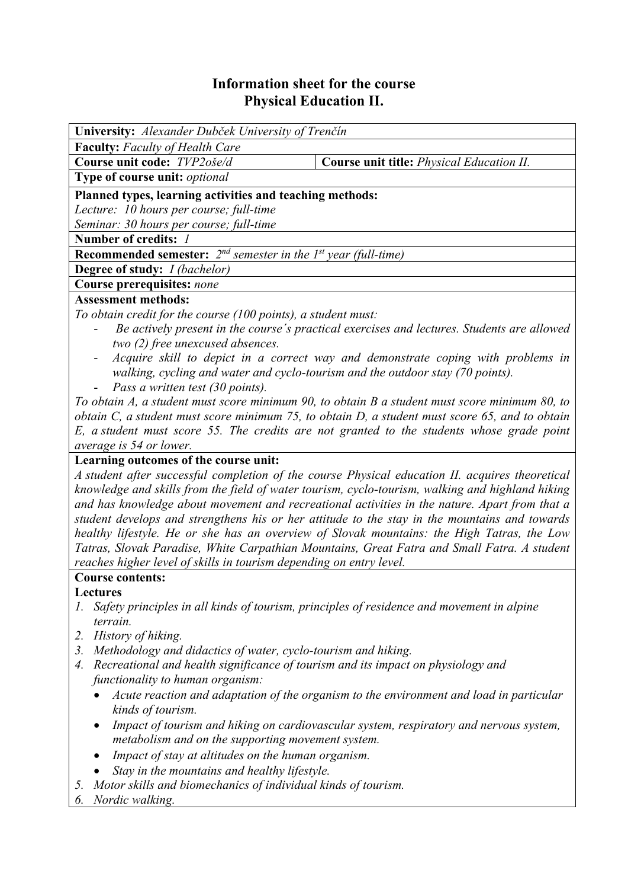# Information sheet for the course
# Physical Education II.

**University:** *Alexander Dubček University of Trenčín*

**Faculty:** *Faculty of Health Care*

| **Course unit code:** *TVP2oše/d* | **Course unit title:** *Physical Education II.* |
|---|---|

**Type of course unit:** *optional*

**Planned types, learning activities and teaching methods:**
*Lecture: 10 hours per course; full-time*
*Seminar: 30 hours per course; full-time*

**Number of credits:** *1*

**Recommended semester:** *2nd semester in the 1st year (full-time)*

**Degree of study:** *I (bachelor)*

**Course prerequisites:** *none*

**Assessment methods:**
*To obtain credit for the course (100 points), a student must:*
- *Be actively present in the course´s practical exercises and lectures. Students are allowed two (2) free unexcused absences.*
- *Acquire skill to depict in a correct way and demonstrate coping with problems in walking, cycling and water and cyclo-tourism and the outdoor stay (70 points).*
- *Pass a written test (30 points).*

*To obtain A, a student must score minimum 90, to obtain B a student must score minimum 80, to obtain C, a student must score minimum 75, to obtain D, a student must score 65, and to obtain E, a student must score 55. The credits are not granted to the students whose grade point average is 54 or lower.*

**Learning outcomes of the course unit:**
*A student after successful completion of the course Physical education II. acquires theoretical knowledge and skills from the field of water tourism, cyclo-tourism, walking and highland hiking and has knowledge about movement and recreational activities in the nature. Apart from that a student develops and strengthens his or her attitude to the stay in the mountains and towards healthy lifestyle. He or she has an overview of Slovak mountains: the High Tatras, the Low Tatras, Slovak Paradise, White Carpathian Mountains, Great Fatra and Small Fatra. A student reaches higher level of skills in tourism depending on entry level.*

**Course contents:**

**Lectures**

1. *Safety principles in all kinds of tourism, principles of residence and movement in alpine terrain.*
2. *History of hiking.*
3. *Methodology and didactics of water, cyclo-tourism and hiking.*
4. *Recreational and health significance of tourism and its impact on physiology and functionality to human organism:*
   - *Acute reaction and adaptation of the organism to the environment and load in particular kinds of tourism.*
   - *Impact of tourism and hiking on cardiovascular system, respiratory and nervous system, metabolism and on the supporting movement system.*
   - *Impact of stay at altitudes on the human organism.*
   - *Stay in the mountains and healthy lifestyle.*
5. *Motor skills and biomechanics of individual kinds of tourism.*
6. *Nordic walking.*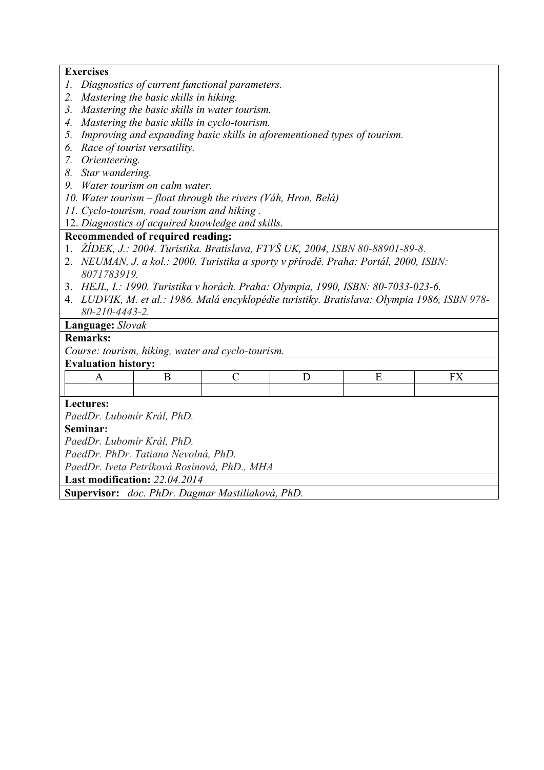**Exercises**

1. *Diagnostics of current functional parameters.*
2. *Mastering the basic skills in hiking.*
3. *Mastering the basic skills in water tourism.*
4. *Mastering the basic skills in cyclo-tourism.*
5. *Improving and expanding basic skills in aforementioned types of tourism.*
6. *Race of tourist versatility.*
7. *Orienteering.*
8. *Star wandering.*
9. *Water tourism on calm water.*
10. *Water tourism – float through the rivers (Váh, Hron, Belá)*
11. *Cyclo-tourism, road tourism and hiking .*
12. *Diagnostics of acquired knowledge and skills.*

**Recommended of required reading:**

1. *ŽÍDEK, J.: 2004. Turistika. Bratislava, FTVŠ UK, 2004, ISBN 80-88901-89-8.*
2. *NEUMAN, J. a kol.: 2000. Turistika a sporty v přírodě. Praha: Portál, 2000, ISBN: 8071783919.*
3. *HEJL, I.: 1990. Turistika v horách. Praha: Olympia, 1990, ISBN: 80-7033-023-6.*
4. *LUDVIK, M. et al.: 1986. Malá encyklopédie turistiky. Bratislava: Olympia 1986, ISBN 978-80-210-4443-2.*

**Language:** *Slovak*

**Remarks:**

*Course: tourism, hiking, water and cyclo-tourism.*

**Evaluation history:**

| A | B | C | D | E | FX |
|---|---|---|---|---|---|
| | | | | | |

**Lectures:**

*PaedDr. Lubomír Král, PhD.*

**Seminar:**

*PaedDr. Lubomír Král, PhD.*

*PaedDr. PhDr. Tatiana Nevolná, PhD.*

*PaedDr. Iveta Petríková Rosinová, PhD., MHA*

**Last modification:** *22.04.2014*

**Supervisor:** *doc. PhDr. Dagmar Mastiliaková, PhD.*